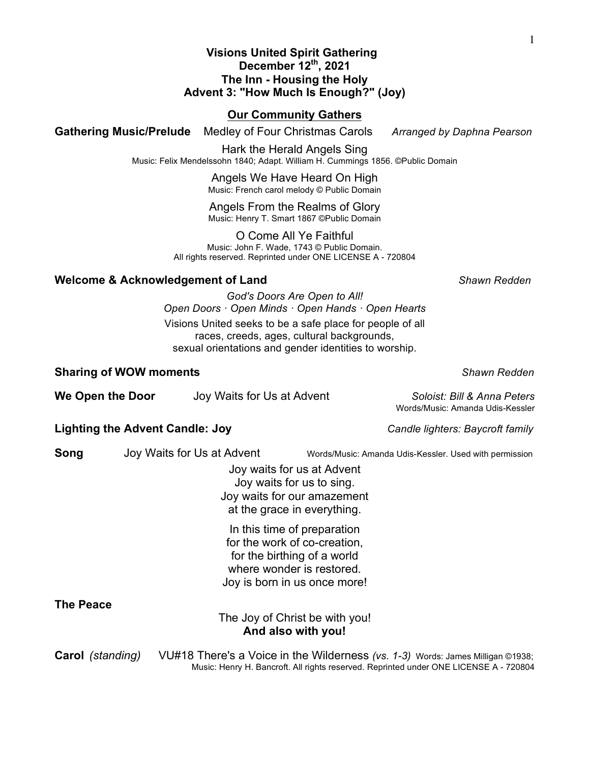**Visions United Spirit Gathering**
**December 12th, 2021**
**The Inn - Housing the Holy**
**Advent 3: "How Much Is Enough?" (Joy)**

## Our Community Gathers

**Gathering Music/Prelude** Medley of Four Christmas Carols *Arranged by Daphna Pearson*

Hark the Herald Angels Sing
Music: Felix Mendelssohn 1840; Adapt. William H. Cummings 1856. ©Public Domain

Angels We Have Heard On High
Music: French carol melody © Public Domain

Angels From the Realms of Glory
Music: Henry T. Smart 1867 ©Public Domain

O Come All Ye Faithful
Music: John F. Wade, 1743 © Public Domain.
All rights reserved. Reprinted under ONE LICENSE A - 720804

**Welcome & Acknowledgement of Land** *Shawn Redden*

*God's Doors Are Open to All!*
*Open Doors · Open Minds · Open Hands · Open Hearts*

Visions United seeks to be a safe place for people of all races, creeds, ages, cultural backgrounds, sexual orientations and gender identities to worship.

**Sharing of WOW moments** *Shawn Redden*

**We Open the Door** Joy Waits for Us at Advent *Soloist: Bill & Anna Peters*
Words/Music: Amanda Udis-Kessler

**Lighting the Advent Candle: Joy** *Candle lighters: Baycroft family*

**Song** Joy Waits for Us at Advent Words/Music: Amanda Udis-Kessler. Used with permission

Joy waits for us at Advent
Joy waits for us to sing.
Joy waits for our amazement
at the grace in everything.

In this time of preparation
for the work of co-creation,
for the birthing of a world
where wonder is restored.
Joy is born in us once more!

**The Peace**

The Joy of Christ be with you!
**And also with you!**

**Carol** *(standing)* VU#18 There's a Voice in the Wilderness *(vs. 1-3)* Words: James Milligan ©1938; Music: Henry H. Bancroft. All rights reserved. Reprinted under ONE LICENSE A - 720804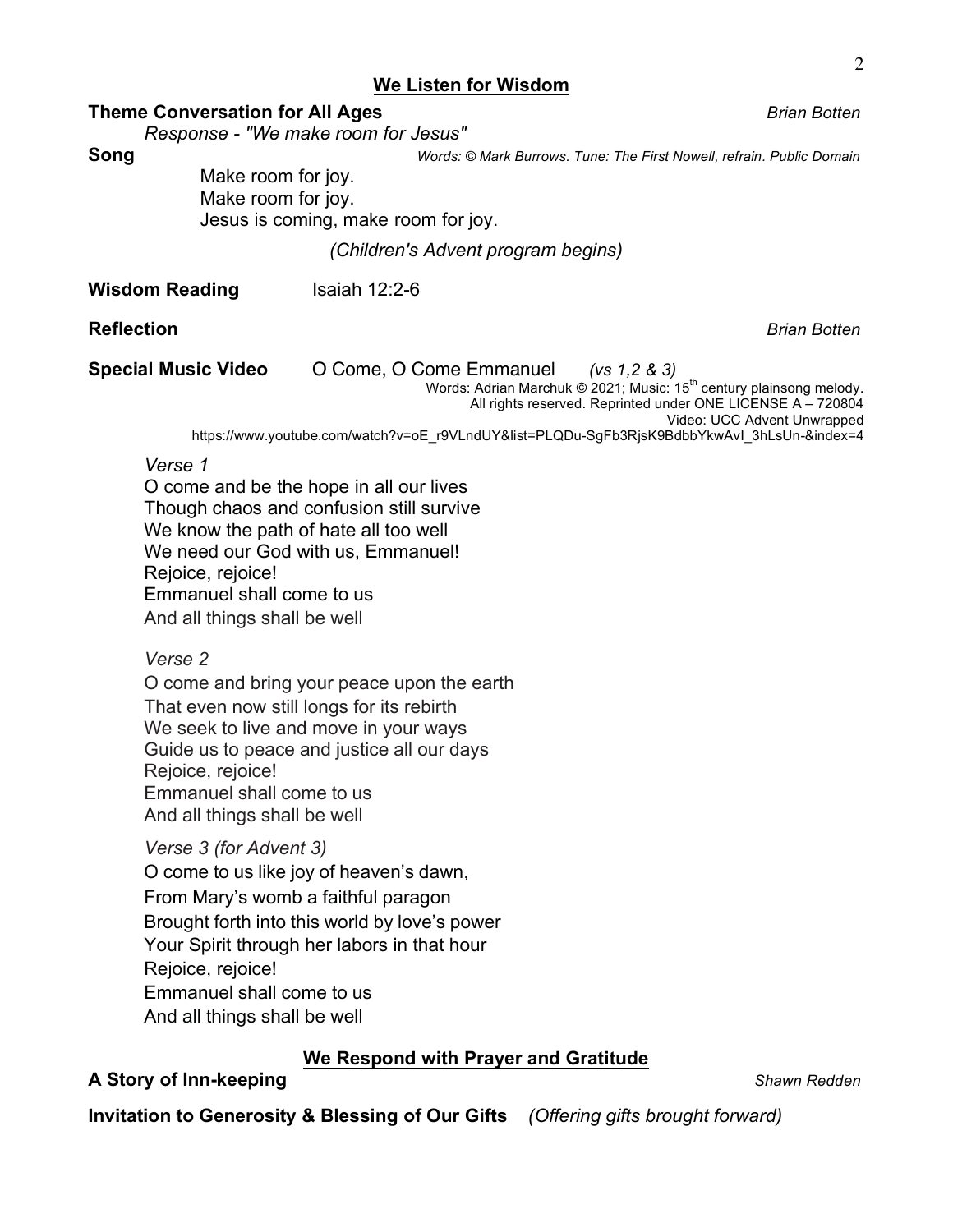## We Listen for Wisdom

**Theme Conversation for All Ages** *Brian Botten*

*Response - "We make room for Jesus"*

**Song** *Words: © Mark Burrows. Tune: The First Nowell, refrain. Public Domain*

Make room for joy.
Make room for joy.
Jesus is coming, make room for joy.

*(Children's Advent program begins)*

**Wisdom Reading** Isaiah 12:2-6

**Reflection** *Brian Botten*

**Special Music Video** O Come, O Come Emmanuel *(vs 1,2 & 3)*

Words: Adrian Marchuk © 2021; Music: 15th century plainsong melody.
All rights reserved. Reprinted under ONE LICENSE A – 720804
Video: UCC Advent Unwrapped
https://www.youtube.com/watch?v=oE_r9VLndUY&list=PLQDu-SgFb3RjsK9BdbbYkwAvI_3hLsUn-&index=4

*Verse 1*
O come and be the hope in all our lives
Though chaos and confusion still survive
We know the path of hate all too well
We need our God with us, Emmanuel!
Rejoice, rejoice!
Emmanuel shall come to us
And all things shall be well

*Verse 2*
O come and bring your peace upon the earth
That even now still longs for its rebirth
We seek to live and move in your ways
Guide us to peace and justice all our days
Rejoice, rejoice!
Emmanuel shall come to us
And all things shall be well

*Verse 3 (for Advent 3)*
O come to us like joy of heaven's dawn,
From Mary's womb a faithful paragon
Brought forth into this world by love's power
Your Spirit through her labors in that hour
Rejoice, rejoice!
Emmanuel shall come to us
And all things shall be well

## We Respond with Prayer and Gratitude

**A Story of Inn-keeping** *Shawn Redden*

**Invitation to Generosity & Blessing of Our Gifts** *(Offering gifts brought forward)*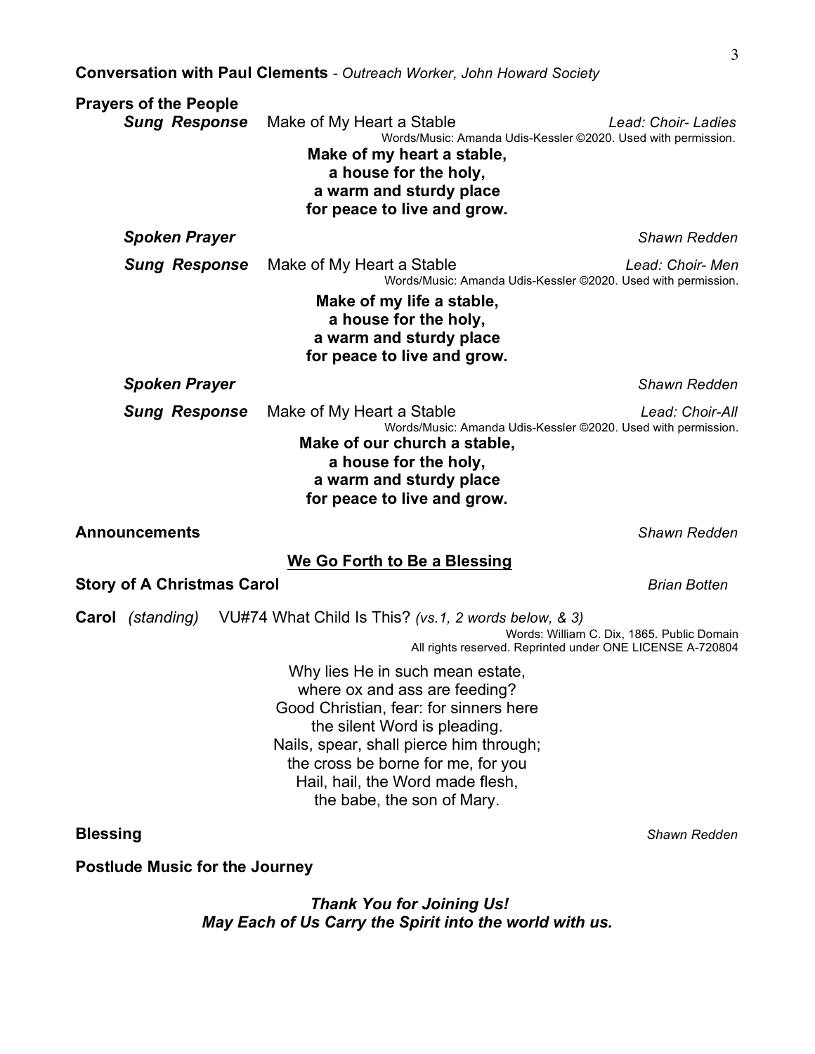**Conversation with Paul Clements** - *Outreach Worker, John Howard Society*

**Prayers of the People**

***Sung Response*** Make of My Heart a Stable *Lead: Choir- Ladies*

Words/Music: Amanda Udis-Kessler ©2020. Used with permission.

**Make of my heart a stable,**
**a house for the holy,**
**a warm and sturdy place**
**for peace to live and grow.**

***Spoken Prayer*** *Shawn Redden*

***Sung Response*** Make of My Heart a Stable *Lead: Choir- Men*

Words/Music: Amanda Udis-Kessler ©2020. Used with permission.

**Make of my life a stable,**
**a house for the holy,**
**a warm and sturdy place**
**for peace to live and grow.**

***Spoken Prayer*** *Shawn Redden*

***Sung Response*** Make of My Heart a Stable *Lead: Choir-All*

Words/Music: Amanda Udis-Kessler ©2020. Used with permission.

**Make of our church a stable,**
**a house for the holy,**
**a warm and sturdy place**
**for peace to live and grow.**

**Announcements** *Shawn Redden*

## We Go Forth to Be a Blessing

**Story of A Christmas Carol** *Brian Botten*

**Carol** *(standing)* VU#74 What Child Is This? *(vs.1, 2 words below, & 3)*

Words: William C. Dix, 1865. Public Domain
All rights reserved. Reprinted under ONE LICENSE A-720804

Why lies He in such mean estate,
where ox and ass are feeding?
Good Christian, fear: for sinners here
the silent Word is pleading.
Nails, spear, shall pierce him through;
the cross be borne for me, for you
Hail, hail, the Word made flesh,
the babe, the son of Mary.

**Blessing** *Shawn Redden*

**Postlude Music for the Journey**

***Thank You for Joining Us!***
***May Each of Us Carry the Spirit into the world with us.***